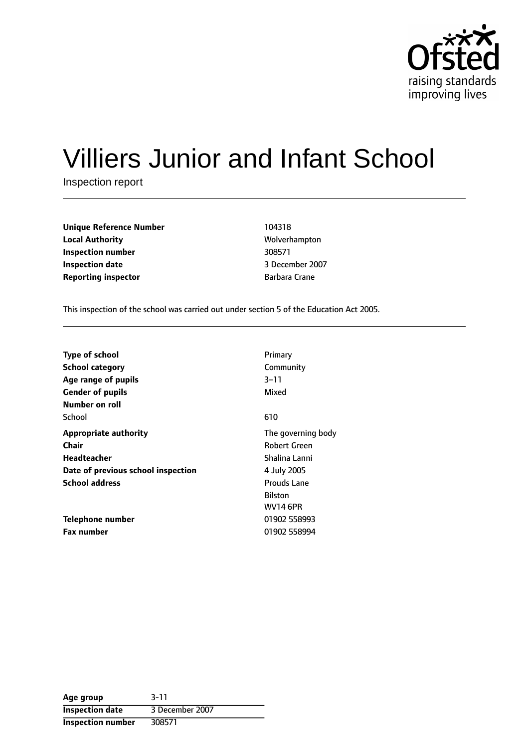# Villiers Junior and Infant School

Inspection report

| | |
|---|---|
| **Unique Reference Number** | 104318 |
| **Local Authority** | Wolverhampton |
| **Inspection number** | 308571 |
| **Inspection date** | 3 December 2007 |
| **Reporting inspector** | Barbara Crane |

This inspection of the school was carried out under section 5 of the Education Act 2005.

| | |
|---|---|
| **Type of school** | Primary |
| **School category** | Community |
| **Age range of pupils** | 3–11 |
| **Gender of pupils** | Mixed |
| **Number on roll** | |
| School | 610 |
| **Appropriate authority** | The governing body |
| **Chair** | Robert Green |
| **Headteacher** | Shalina Lanni |
| **Date of previous school inspection** | 4 July 2005 |
| **School address** | Prouds Lane<br>Bilston<br>WV14 6PR |
| **Telephone number** | 01902 558993 |
| **Fax number** | 01902 558994 |

| | |
|---|---|
| **Age group** | 3-11 |
| **Inspection date** | 3 December 2007 |
| **Inspection number** | 308571 |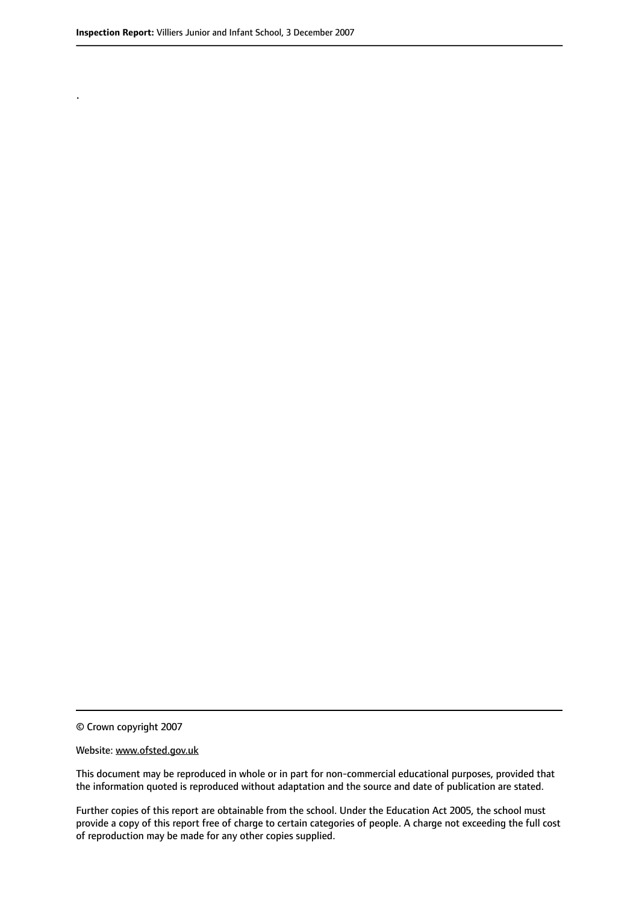.

© Crown copyright 2007

Website: www.ofsted.gov.uk

This document may be reproduced in whole or in part for non-commercial educational purposes, provided that the information quoted is reproduced without adaptation and the source and date of publication are stated.

Further copies of this report are obtainable from the school. Under the Education Act 2005, the school must provide a copy of this report free of charge to certain categories of people. A charge not exceeding the full cost of reproduction may be made for any other copies supplied.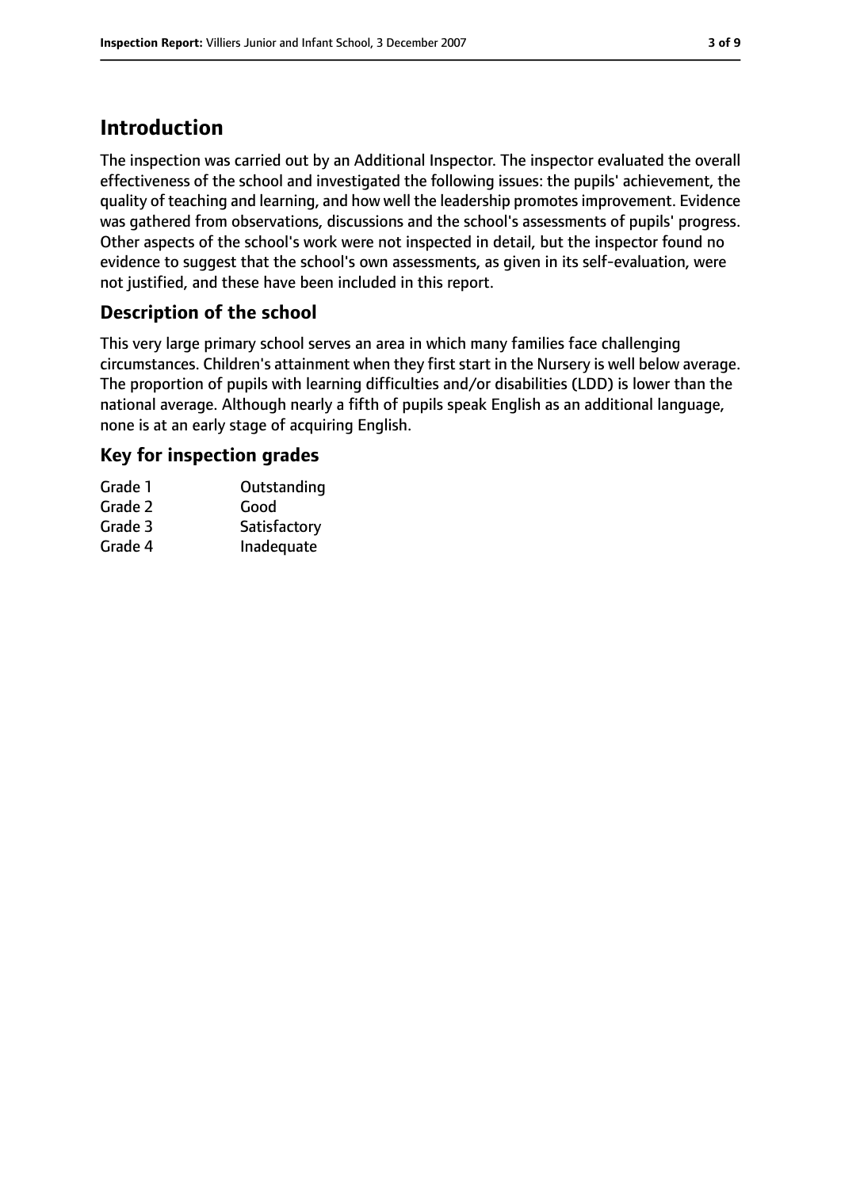# Introduction

The inspection was carried out by an Additional Inspector. The inspector evaluated the overall effectiveness of the school and investigated the following issues: the pupils' achievement, the quality of teaching and learning, and how well the leadership promotes improvement. Evidence was gathered from observations, discussions and the school's assessments of pupils' progress. Other aspects of the school's work were not inspected in detail, but the inspector found no evidence to suggest that the school's own assessments, as given in its self-evaluation, were not justified, and these have been included in this report.

## Description of the school

This very large primary school serves an area in which many families face challenging circumstances. Children's attainment when they first start in the Nursery is well below average. The proportion of pupils with learning difficulties and/or disabilities (LDD) is lower than the national average. Although nearly a fifth of pupils speak English as an additional language, none is at an early stage of acquiring English.

## Key for inspection grades

| | |
|---|---|
| Grade 1 | Outstanding |
| Grade 2 | Good |
| Grade 3 | Satisfactory |
| Grade 4 | Inadequate |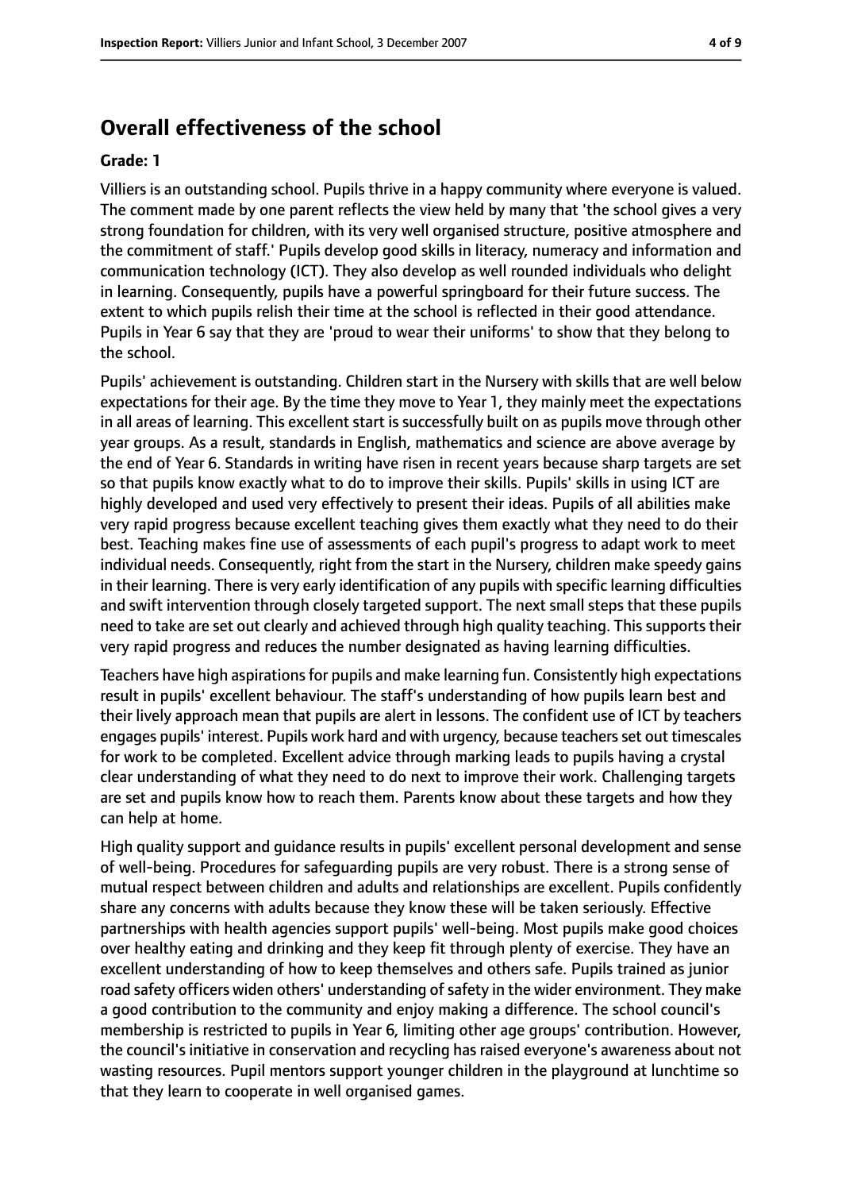## Overall effectiveness of the school

**Grade: 1**

Villiers is an outstanding school. Pupils thrive in a happy community where everyone is valued. The comment made by one parent reflects the view held by many that 'the school gives a very strong foundation for children, with its very well organised structure, positive atmosphere and the commitment of staff.' Pupils develop good skills in literacy, numeracy and information and communication technology (ICT). They also develop as well rounded individuals who delight in learning. Consequently, pupils have a powerful springboard for their future success. The extent to which pupils relish their time at the school is reflected in their good attendance. Pupils in Year 6 say that they are 'proud to wear their uniforms' to show that they belong to the school.

Pupils' achievement is outstanding. Children start in the Nursery with skills that are well below expectations for their age. By the time they move to Year 1, they mainly meet the expectations in all areas of learning. This excellent start is successfully built on as pupils move through other year groups. As a result, standards in English, mathematics and science are above average by the end of Year 6. Standards in writing have risen in recent years because sharp targets are set so that pupils know exactly what to do to improve their skills. Pupils' skills in using ICT are highly developed and used very effectively to present their ideas. Pupils of all abilities make very rapid progress because excellent teaching gives them exactly what they need to do their best. Teaching makes fine use of assessments of each pupil's progress to adapt work to meet individual needs. Consequently, right from the start in the Nursery, children make speedy gains in their learning. There is very early identification of any pupils with specific learning difficulties and swift intervention through closely targeted support. The next small steps that these pupils need to take are set out clearly and achieved through high quality teaching. This supports their very rapid progress and reduces the number designated as having learning difficulties.

Teachers have high aspirations for pupils and make learning fun. Consistently high expectations result in pupils' excellent behaviour. The staff's understanding of how pupils learn best and their lively approach mean that pupils are alert in lessons. The confident use of ICT by teachers engages pupils' interest. Pupils work hard and with urgency, because teachers set out timescales for work to be completed. Excellent advice through marking leads to pupils having a crystal clear understanding of what they need to do next to improve their work. Challenging targets are set and pupils know how to reach them. Parents know about these targets and how they can help at home.

High quality support and guidance results in pupils' excellent personal development and sense of well-being. Procedures for safeguarding pupils are very robust. There is a strong sense of mutual respect between children and adults and relationships are excellent. Pupils confidently share any concerns with adults because they know these will be taken seriously. Effective partnerships with health agencies support pupils' well-being. Most pupils make good choices over healthy eating and drinking and they keep fit through plenty of exercise. They have an excellent understanding of how to keep themselves and others safe. Pupils trained as junior road safety officers widen others' understanding of safety in the wider environment. They make a good contribution to the community and enjoy making a difference. The school council's membership is restricted to pupils in Year 6, limiting other age groups' contribution. However, the council's initiative in conservation and recycling has raised everyone's awareness about not wasting resources. Pupil mentors support younger children in the playground at lunchtime so that they learn to cooperate in well organised games.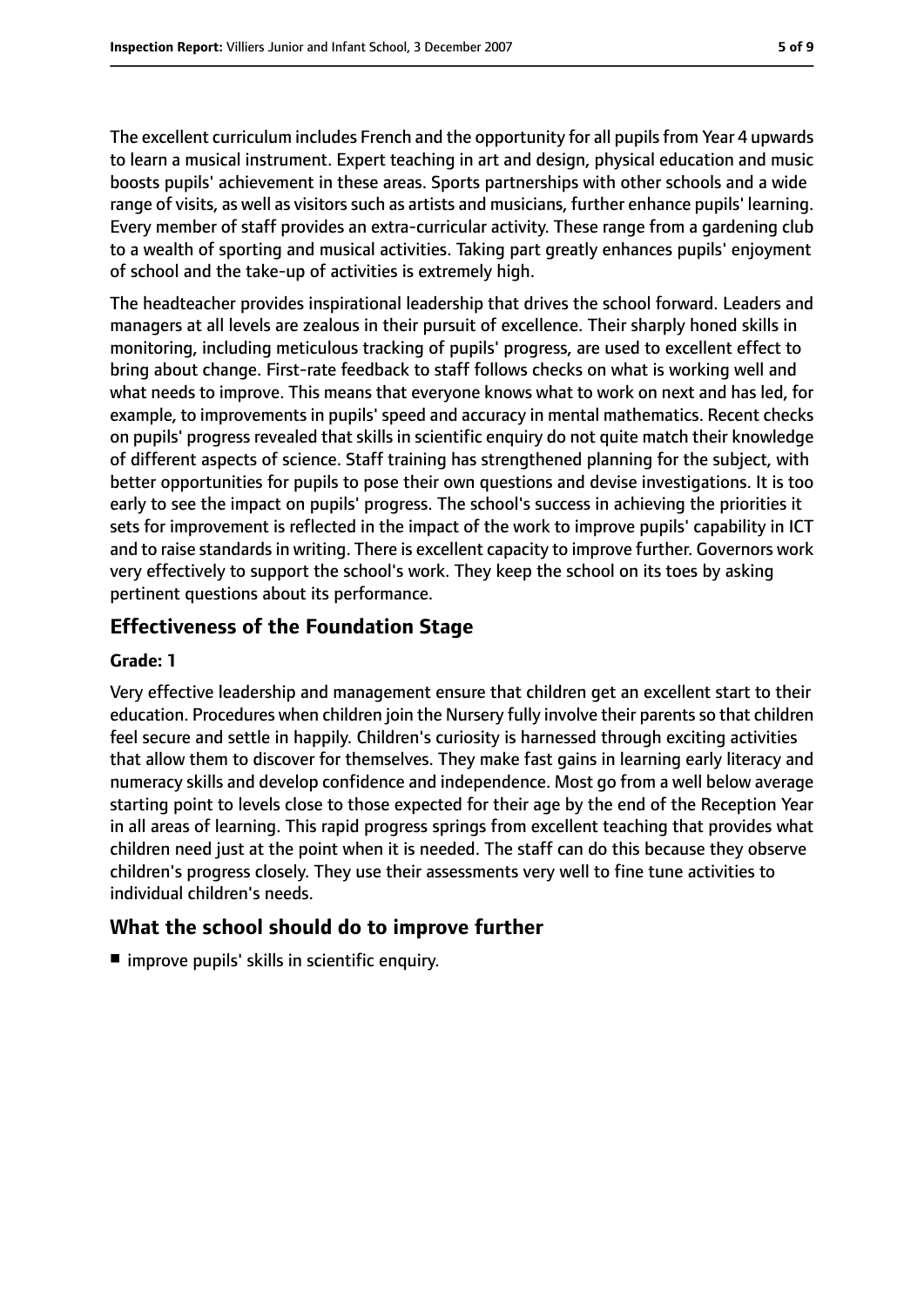The excellent curriculum includes French and the opportunity for all pupils from Year 4 upwards to learn a musical instrument. Expert teaching in art and design, physical education and music boosts pupils' achievement in these areas. Sports partnerships with other schools and a wide range of visits, as well as visitors such as artists and musicians, further enhance pupils' learning. Every member of staff provides an extra-curricular activity. These range from a gardening club to a wealth of sporting and musical activities. Taking part greatly enhances pupils' enjoyment of school and the take-up of activities is extremely high.

The headteacher provides inspirational leadership that drives the school forward. Leaders and managers at all levels are zealous in their pursuit of excellence. Their sharply honed skills in monitoring, including meticulous tracking of pupils' progress, are used to excellent effect to bring about change. First-rate feedback to staff follows checks on what is working well and what needs to improve. This means that everyone knows what to work on next and has led, for example, to improvements in pupils' speed and accuracy in mental mathematics. Recent checks on pupils' progress revealed that skills in scientific enquiry do not quite match their knowledge of different aspects of science. Staff training has strengthened planning for the subject, with better opportunities for pupils to pose their own questions and devise investigations. It is too early to see the impact on pupils' progress. The school's success in achieving the priorities it sets for improvement is reflected in the impact of the work to improve pupils' capability in ICT and to raise standards in writing. There is excellent capacity to improve further. Governors work very effectively to support the school's work. They keep the school on its toes by asking pertinent questions about its performance.

## Effectiveness of the Foundation Stage

**Grade: 1**

Very effective leadership and management ensure that children get an excellent start to their education. Procedures when children join the Nursery fully involve their parents so that children feel secure and settle in happily. Children's curiosity is harnessed through exciting activities that allow them to discover for themselves. They make fast gains in learning early literacy and numeracy skills and develop confidence and independence. Most go from a well below average starting point to levels close to those expected for their age by the end of the Reception Year in all areas of learning. This rapid progress springs from excellent teaching that provides what children need just at the point when it is needed. The staff can do this because they observe children's progress closely. They use their assessments very well to fine tune activities to individual children's needs.

## What the school should do to improve further

- improve pupils' skills in scientific enquiry.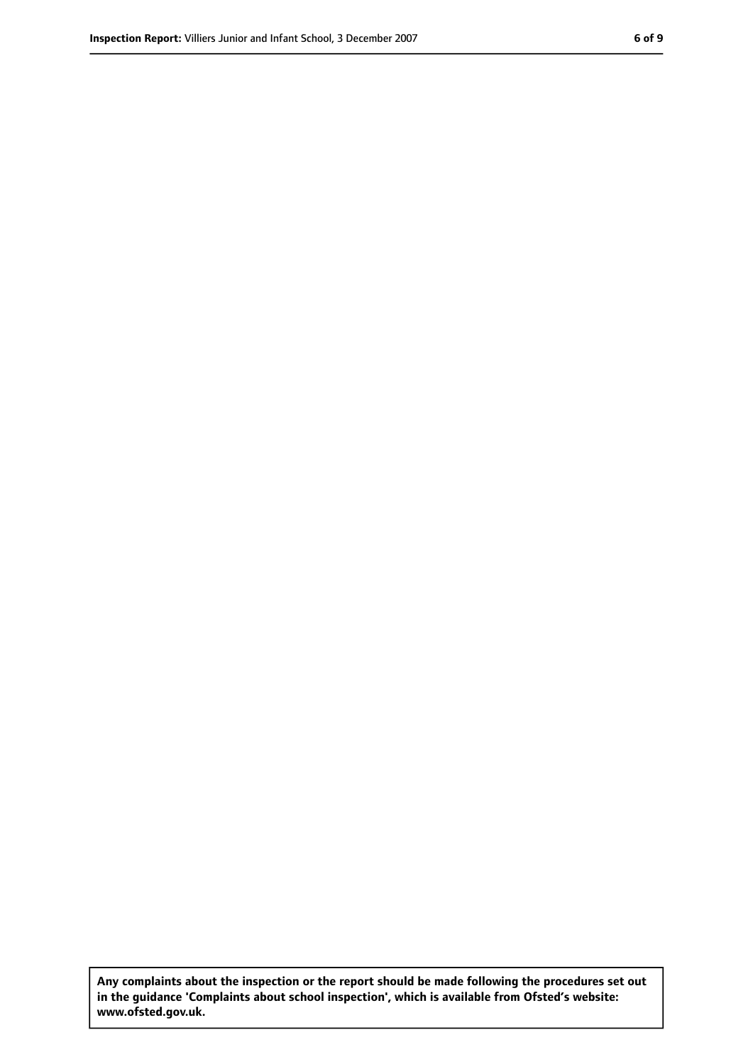**Any complaints about the inspection or the report should be made following the procedures set out in the guidance 'Complaints about school inspection', which is available from Ofsted's website: www.ofsted.gov.uk.**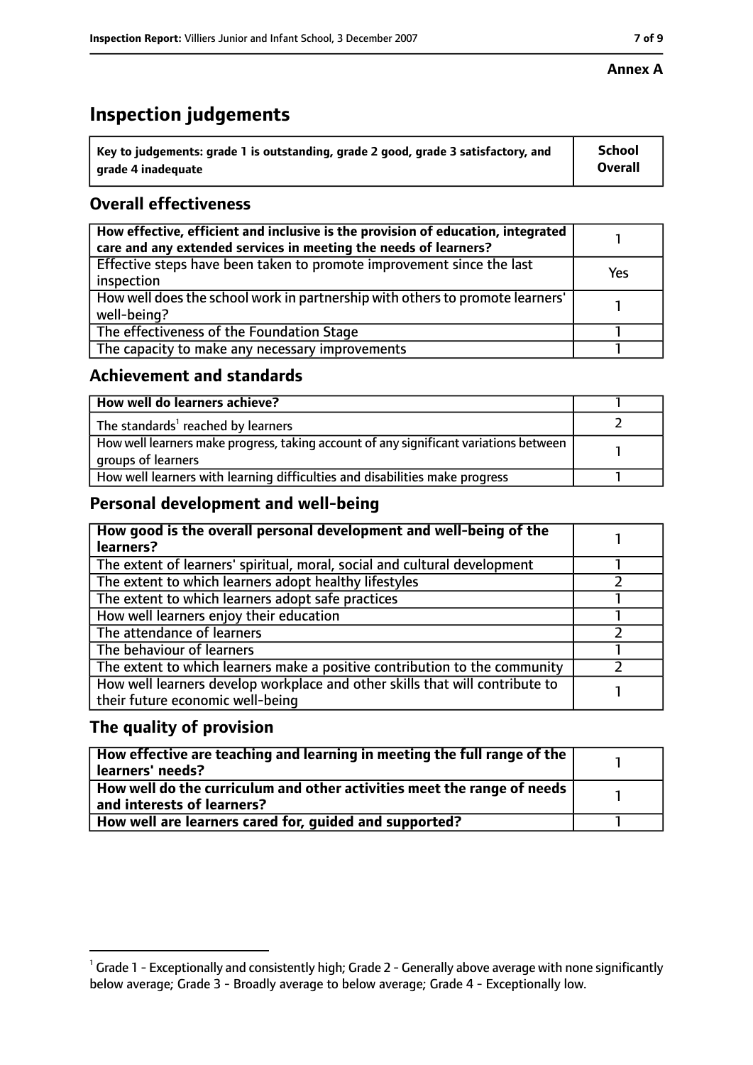**Annex A**

# Inspection judgements

| Key to judgements: grade 1 is outstanding, grade 2 good, grade 3 satisfactory, and grade 4 inadequate | School Overall |
|---|---|

## Overall effectiveness

| | |
|---|---|
| **How effective, efficient and inclusive is the provision of education, integrated care and any extended services in meeting the needs of learners?** | 1 |
| Effective steps have been taken to promote improvement since the last inspection | Yes |
| How well does the school work in partnership with others to promote learners' well-being? | 1 |
| The effectiveness of the Foundation Stage | 1 |
| The capacity to make any necessary improvements | 1 |

## Achievement and standards

| | |
|---|---|
| **How well do learners achieve?** | 1 |
| The standards[1] reached by learners | 2 |
| How well learners make progress, taking account of any significant variations between groups of learners | 1 |
| How well learners with learning difficulties and disabilities make progress | 1 |

## Personal development and well-being

| | |
|---|---|
| **How good is the overall personal development and well-being of the learners?** | 1 |
| The extent of learners' spiritual, moral, social and cultural development | 1 |
| The extent to which learners adopt healthy lifestyles | 2 |
| The extent to which learners adopt safe practices | 1 |
| How well learners enjoy their education | 1 |
| The attendance of learners | 2 |
| The behaviour of learners | 1 |
| The extent to which learners make a positive contribution to the community | 2 |
| How well learners develop workplace and other skills that will contribute to their future economic well-being | 1 |

## The quality of provision

| | |
|---|---|
| **How effective are teaching and learning in meeting the full range of the learners' needs?** | 1 |
| **How well do the curriculum and other activities meet the range of needs and interests of learners?** | 1 |
| **How well are learners cared for, guided and supported?** | 1 |

[1] Grade 1 - Exceptionally and consistently high; Grade 2 - Generally above average with none significantly below average; Grade 3 - Broadly average to below average; Grade 4 - Exceptionally low.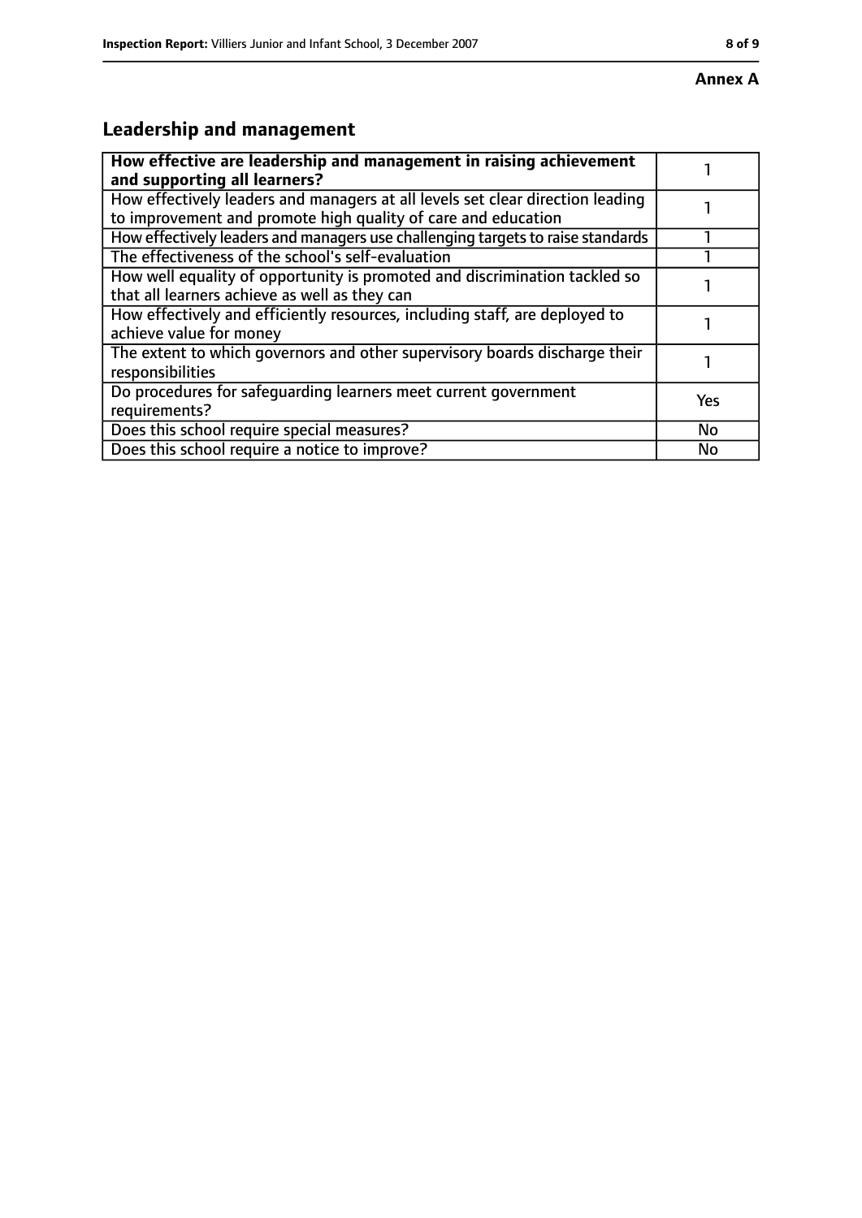**Annex A**

## Leadership and management

| How effective are leadership and management in raising achievement and supporting all learners? | 1 |
|---|---|
| How effectively leaders and managers at all levels set clear direction leading to improvement and promote high quality of care and education | 1 |
| How effectively leaders and managers use challenging targets to raise standards | 1 |
| The effectiveness of the school's self-evaluation | 1 |
| How well equality of opportunity is promoted and discrimination tackled so that all learners achieve as well as they can | 1 |
| How effectively and efficiently resources, including staff, are deployed to achieve value for money | 1 |
| The extent to which governors and other supervisory boards discharge their responsibilities | 1 |
| Do procedures for safeguarding learners meet current government requirements? | Yes |
| Does this school require special measures? | No |
| Does this school require a notice to improve? | No |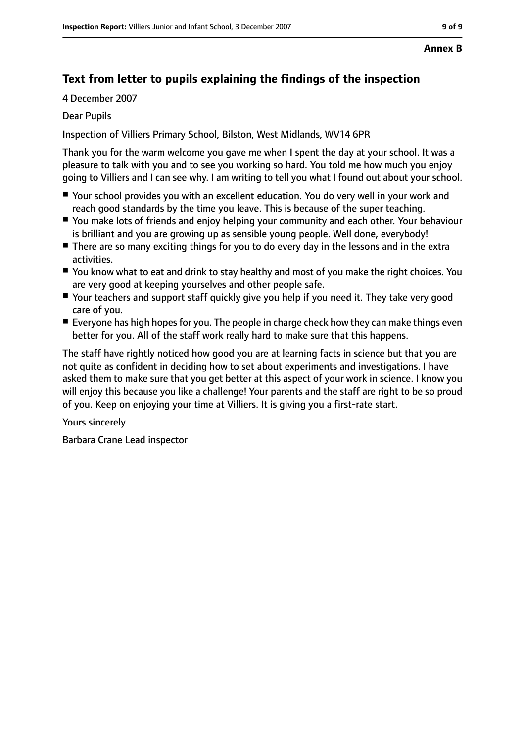**Annex B**

## Text from letter to pupils explaining the findings of the inspection

4 December 2007

Dear Pupils

Inspection of Villiers Primary School, Bilston, West Midlands, WV14 6PR

Thank you for the warm welcome you gave me when I spent the day at your school. It was a pleasure to talk with you and to see you working so hard. You told me how much you enjoy going to Villiers and I can see why. I am writing to tell you what I found out about your school.

- Your school provides you with an excellent education. You do very well in your work and reach good standards by the time you leave. This is because of the super teaching.
- You make lots of friends and enjoy helping your community and each other. Your behaviour is brilliant and you are growing up as sensible young people. Well done, everybody!
- There are so many exciting things for you to do every day in the lessons and in the extra activities.
- You know what to eat and drink to stay healthy and most of you make the right choices. You are very good at keeping yourselves and other people safe.
- Your teachers and support staff quickly give you help if you need it. They take very good care of you.
- Everyone has high hopes for you. The people in charge check how they can make things even better for you. All of the staff work really hard to make sure that this happens.

The staff have rightly noticed how good you are at learning facts in science but that you are not quite as confident in deciding how to set about experiments and investigations. I have asked them to make sure that you get better at this aspect of your work in science. I know you will enjoy this because you like a challenge! Your parents and the staff are right to be so proud of you. Keep on enjoying your time at Villiers. It is giving you a first-rate start.

Yours sincerely

Barbara Crane Lead inspector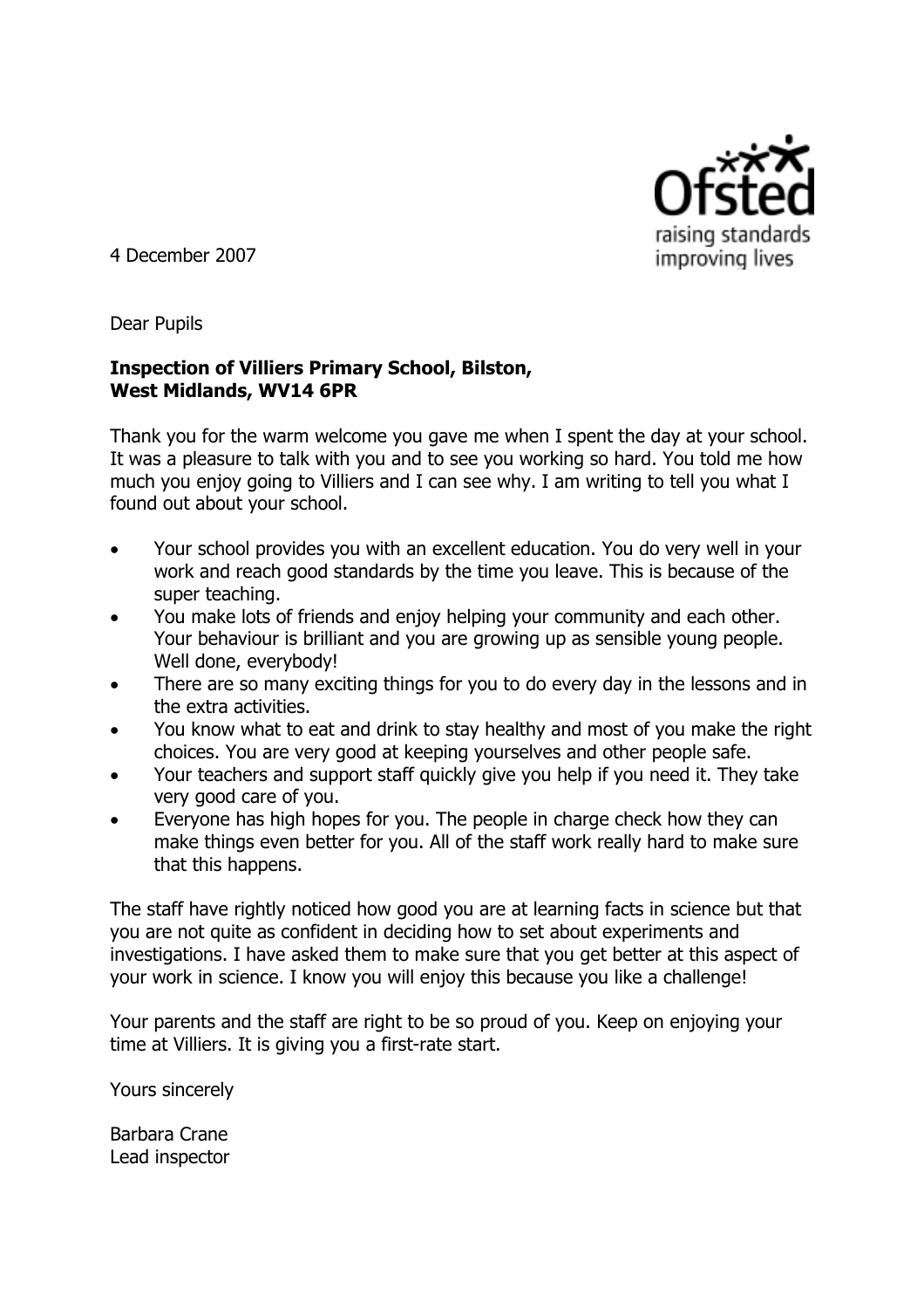4 December 2007

Dear Pupils

**Inspection of Villiers Primary School, Bilston, West Midlands, WV14 6PR**

Thank you for the warm welcome you gave me when I spent the day at your school. It was a pleasure to talk with you and to see you working so hard. You told me how much you enjoy going to Villiers and I can see why. I am writing to tell you what I found out about your school.

- Your school provides you with an excellent education. You do very well in your work and reach good standards by the time you leave. This is because of the super teaching.
- You make lots of friends and enjoy helping your community and each other. Your behaviour is brilliant and you are growing up as sensible young people. Well done, everybody!
- There are so many exciting things for you to do every day in the lessons and in the extra activities.
- You know what to eat and drink to stay healthy and most of you make the right choices. You are very good at keeping yourselves and other people safe.
- Your teachers and support staff quickly give you help if you need it. They take very good care of you.
- Everyone has high hopes for you. The people in charge check how they can make things even better for you. All of the staff work really hard to make sure that this happens.

The staff have rightly noticed how good you are at learning facts in science but that you are not quite as confident in deciding how to set about experiments and investigations. I have asked them to make sure that you get better at this aspect of your work in science. I know you will enjoy this because you like a challenge!

Your parents and the staff are right to be so proud of you. Keep on enjoying your time at Villiers. It is giving you a first-rate start.

Yours sincerely

Barbara Crane
Lead inspector